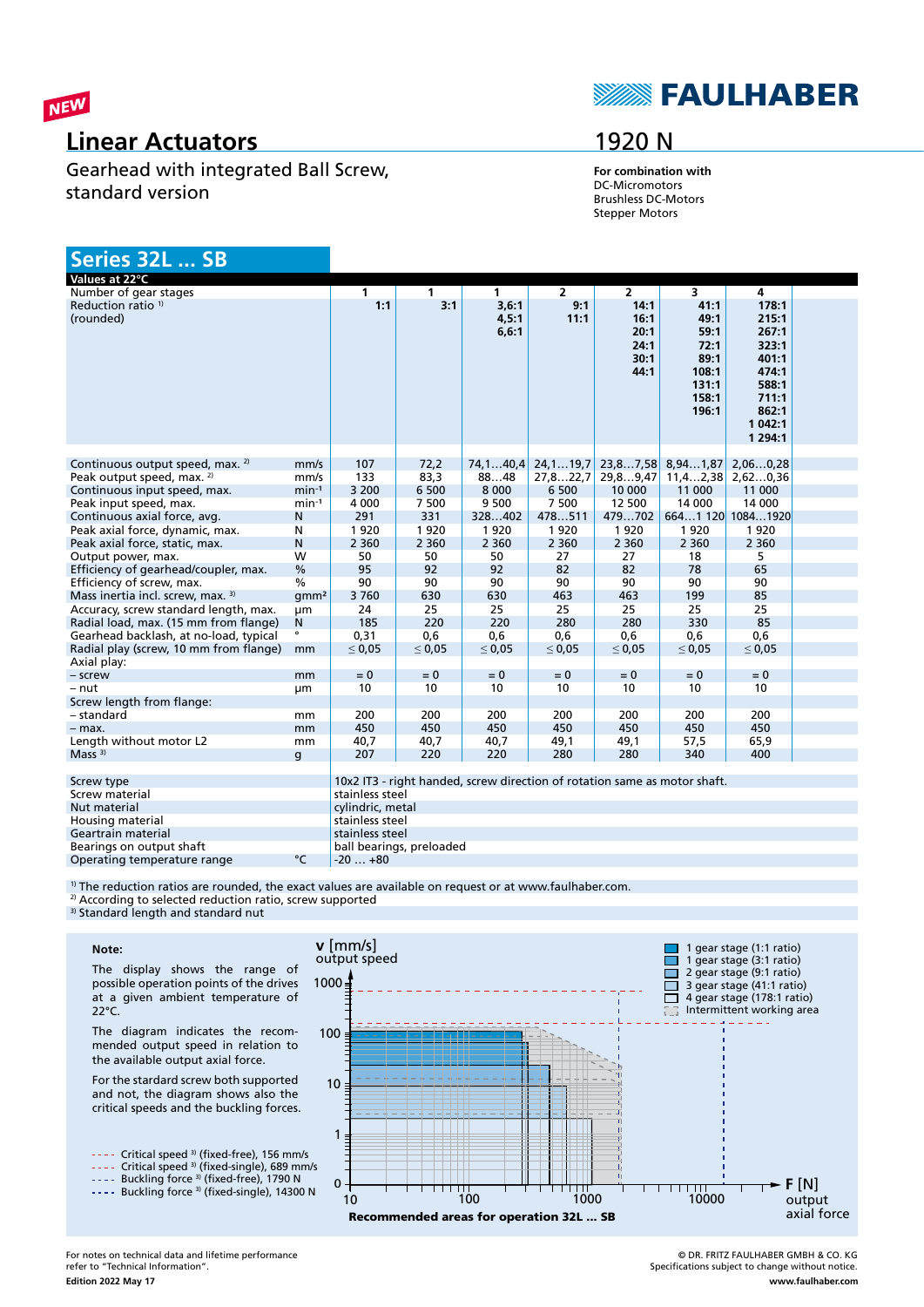NEW

# Linear Actuators

## 1920 N

Gearhead with integrated Ball Screw, standard version

**For combination with**
DC-Micromotors
Brushless DC-Motors
Stepper Motors

## Series 32L ... SB

| Values at 22°C | | | | | | | | |
|---|---|---|---|---|---|---|---|---|
| Number of gear stages | | 1 | 1 | 1 | 2 | 2 | 3 | 4 |
| Reduction ratio [1] (rounded) | | 1:1 | 3:1 | 3,6:1 4,5:1 6,6:1 | 9:1 11:1 | 14:1 16:1 20:1 24:1 30:1 44:1 | 41:1 49:1 59:1 72:1 89:1 108:1 131:1 158:1 196:1 | 178:1 215:1 267:1 323:1 401:1 474:1 588:1 711:1 862:1 1 042:1 1 294:1 |
| Continuous output speed, max. [2] | mm/s | 107 | 72,2 | 74,1…40,4 | 24,1…19,7 | 23,8…7,58 | 8,94…1,87 | 2,06…0,28 |
| Peak output speed, max. [2] | mm/s | 133 | 83,3 | 88…48 | 27,8…22,7 | 29,8…9,47 | 11,4…2,38 | 2,62…0,36 |
| Continuous input speed, max. | min⁻¹ | 3 200 | 6 500 | 8 000 | 6 500 | 10 000 | 11 000 | 11 000 |
| Peak input speed, max. | min⁻¹ | 4 000 | 7 500 | 9 500 | 7 500 | 12 500 | 14 000 | 14 000 |
| Continuous axial force, avg. | N | 291 | 331 | 328…402 | 478…511 | 479…702 | 664…1 120 | 1084…1920 |
| Peak axial force, dynamic, max. | N | 1 920 | 1 920 | 1 920 | 1 920 | 1 920 | 1 920 | 1 920 |
| Peak axial force, static, max. | N | 2 360 | 2 360 | 2 360 | 2 360 | 2 360 | 2 360 | 2 360 |
| Output power, max. | W | 50 | 50 | 50 | 27 | 27 | 18 | 5 |
| Efficiency of gearhead/coupler, max. | % | 95 | 92 | 92 | 82 | 82 | 78 | 65 |
| Efficiency of screw, max. | % | 90 | 90 | 90 | 90 | 90 | 90 | 90 |
| Mass inertia incl. screw, max. [3] | gmm² | 3 760 | 630 | 630 | 463 | 463 | 199 | 85 |
| Accuracy, screw standard length, max. | µm | 24 | 25 | 25 | 25 | 25 | 25 | 25 |
| Radial load, max. (15 mm from flange) | N | 185 | 220 | 220 | 280 | 280 | 330 | 85 |
| Gearhead backlash, at no-load, typical | ° | 0,31 | 0,6 | 0,6 | 0,6 | 0,6 | 0,6 | 0,6 |
| Radial play (screw, 10 mm from flange) | mm | ≤ 0,05 | ≤ 0,05 | ≤ 0,05 | ≤ 0,05 | ≤ 0,05 | ≤ 0,05 | ≤ 0,05 |
| Axial play: | | | | | | | | |
| – screw | mm | = 0 | = 0 | = 0 | = 0 | = 0 | = 0 | = 0 |
| – nut | µm | 10 | 10 | 10 | 10 | 10 | 10 | 10 |
| Screw length from flange: | | | | | | | | |
| – standard | mm | 200 | 200 | 200 | 200 | 200 | 200 | 200 |
| – max. | mm | 450 | 450 | 450 | 450 | 450 | 450 | 450 |
| Length without motor L2 | mm | 40,7 | 40,7 | 40,7 | 49,1 | 49,1 | 57,5 | 65,9 |
| Mass [3] | g | 207 | 220 | 220 | 280 | 280 | 340 | 400 |

| | | |
|---|---|---|
| Screw type | | 10x2 IT3 - right handed, screw direction of rotation same as motor shaft. |
| Screw material | | stainless steel |
| Nut material | | cylindric, metal |
| Housing material | | stainless steel |
| Geartrain material | | stainless steel |
| Bearings on output shaft | | ball bearings, preloaded |
| Operating temperature range | °C | -20 … +80 |

[1] The reduction ratios are rounded, the exact values are available on request or at www.faulhaber.com.
[2] According to selected reduction ratio, screw supported
[3] Standard length and standard nut

**Note:**

The display shows the range of possible operation points of the drives at a given ambient temperature of 22°C.

The diagram indicates the recommended output speed in relation to the available output axial force.

For the standard screw both supported and not, the diagram shows also the critical speeds and the buckling forces.

- Critical speed [3] (fixed-free), 156 mm/s
- Critical speed [3] (fixed-single), 689 mm/s
- Buckling force [3] (fixed-free), 1790 N
- Buckling force [3] (fixed-single), 14300 N

v [mm/s] output speed; F [N] output axial force

- 1 gear stage (1:1 ratio)
- 1 gear stage (3:1 ratio)
- 2 gear stage (9:1 ratio)
- 3 gear stage (41:1 ratio)
- 4 gear stage (178:1 ratio)
- Intermittent working area

**Recommended areas for operation 32L … SB**

For notes on technical data and lifetime performance refer to "Technical Information".

**Edition 2022 May 17**

© DR. FRITZ FAULHABER GMBH & CO. KG
Specifications subject to change without notice.
**www.faulhaber.com**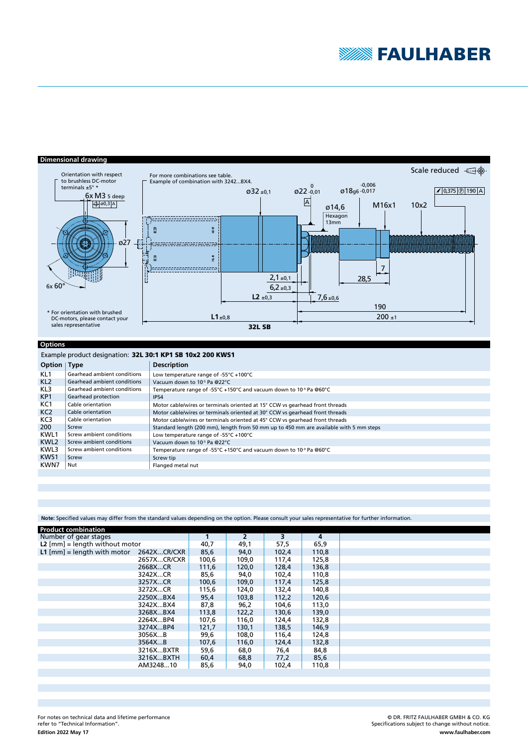## Dimensional drawing

Orientation with respect to brushless DC-motor terminals ±5° *

6x M3 5 deep

ø0,3 A

ø27

6x 60°

* For orientation with brushed DC-motors, please contact your sales representative

For more combinations see table.
Example of combination with 3242...BX4.

ø32 ±0,1

ø22 0 / -0,01

A

ø18g6 -0,006 / -0,017

ø14,6

Hexagon 13mm

M16x1

10x2

0,375 Ⓟ 190 A

Scale reduced

2,1 ±0,1

6,2 ±0,3

L2 ±0,3

7,6 ±0,6

7

28,5

190

200 ±1

L1 ±0,8

32L SB

## Options

Example product designation: **32L 30:1 KP1 SB 10x2 200 KWS1**

| Option | Type | Description |
|---|---|---|
| KL1 | Gearhead ambient conditions | Low temperature range of -55°C +100°C |
| KL2 | Gearhead ambient conditions | Vacuum down to $10^{-5}$ Pa @22°C |
| KL3 | Gearhead ambient conditions | Temperature range of -55°C +150°C and vacuum down to $10^{-9}$ Pa @60°C |
| KP1 | Gearhead protection | IP54 |
| KC1 | Cable orientation | Motor cable/wires or terminals oriented at 15° CCW vs gearhead front threads |
| KC2 | Cable orientation | Motor cable/wires or terminals oriented at 30° CCW vs gearhead front threads |
| KC3 | Cable orientation | Motor cable/wires or terminals oriented at 45° CCW vs gearhead front threads |
| 200 | Screw | Standard length (200 mm), length from 50 mm up to 450 mm are available with 5 mm steps |
| KWL1 | Screw ambient conditions | Low temperature range of -55°C +100°C |
| KWL2 | Screw ambient conditions | Vacuum down to $10^{-5}$ Pa @22°C |
| KWL3 | Screw ambient conditions | Temperature range of -55°C +150°C and vacuum down to $10^{-9}$ Pa @60°C |
| KWS1 | Screw | Screw tip |
| KWN7 | Nut | Flanged metal nut |

**Note:** Specified values may differ from the standard values depending on the option. Please consult your sales representative for further information.

## Product combination

| Number of gear stages | | 1 | 2 | 3 | 4 |
|---|---|---|---|---|---|
| **L2** [mm] = length without motor | | 40,7 | 49,1 | 57,5 | 65,9 |
| **L1** [mm] = length with motor | 2642X...CR/CXR | 85,6 | 94,0 | 102,4 | 110,8 |
| | 2657X...CR/CXR | 100,6 | 109,0 | 117,4 | 125,8 |
| | 2668X...CR | 111,6 | 120,0 | 128,4 | 136,8 |
| | 3242X...CR | 85,6 | 94,0 | 102,4 | 110,8 |
| | 3257X...CR | 100,6 | 109,0 | 117,4 | 125,8 |
| | 3272X...CR | 115,6 | 124,0 | 132,4 | 140,8 |
| | 2250X...BX4 | 95,4 | 103,8 | 112,2 | 120,6 |
| | 3242X...BX4 | 87,8 | 96,2 | 104,6 | 113,0 |
| | 3268X...BX4 | 113,8 | 122,2 | 130,6 | 139,0 |
| | 2264X...BP4 | 107,6 | 116,0 | 124,4 | 132,8 |
| | 3274X...BP4 | 121,7 | 130,1 | 138,5 | 146,9 |
| | 3056X...B | 99,6 | 108,0 | 116,4 | 124,8 |
| | 3564X...B | 107,6 | 116,0 | 124,4 | 132,8 |
| | 3216X...BXTR | 59,6 | 68,0 | 76,4 | 84,8 |
| | 3216X...BXTH | 60,4 | 68,8 | 77,2 | 85,6 |
| | AM3248...10 | 85,6 | 94,0 | 102,4 | 110,8 |

For notes on technical data and lifetime performance refer to "Technical Information".

**Edition 2022 May 17**

© DR. FRITZ FAULHABER GMBH & CO. KG
Specifications subject to change without notice.
**www.faulhaber.com**